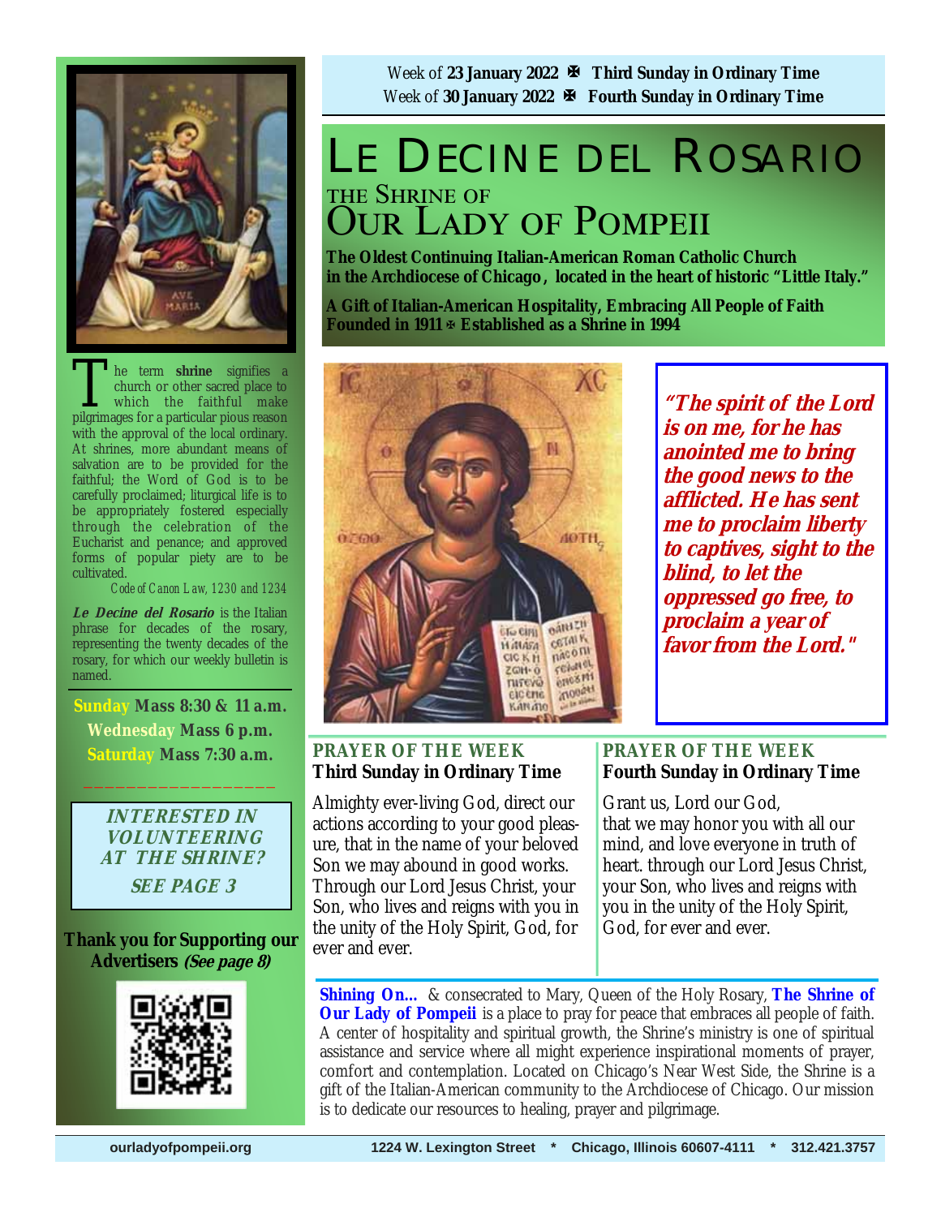Week of **23 January 2022** ✠ **Third Sunday in Ordinary Time**
Week of **30 January 2022** ✠ **Fourth Sunday in Ordinary Time**

# LE DECINE DEL ROSARIO

## THE SHRINE OF OUR LADY OF POMPEII

**The Oldest Continuing Italian-American Roman Catholic Church in the Archdiocese of Chicago, located in the heart of historic "Little Italy."**

**A Gift of Italian-American Hospitality, Embracing All People of Faith**
**Founded in 1911 ✠ Established as a Shrine in 1994**

The term **shrine** signifies a church or other sacred place to which the faithful make pilgrimages for a particular pious reason with the approval of the local ordinary. At shrines, more abundant means of salvation are to be provided for the faithful; the Word of God is to be carefully proclaimed; liturgical life is to be appropriately fostered especially through the celebration of the Eucharist and penance; and approved forms of popular piety are to be cultivated.

*Code of Canon Law, 1230 and 1234*

***Le Decine del Rosario*** is the Italian phrase for decades of the rosary, representing the twenty decades of the rosary, for which our weekly bulletin is named.

**Sunday Mass 8:30 & 11 a.m.**
**Wednesday Mass 6 p.m.**
**Saturday Mass 7:30 a.m.**

***INTERESTED IN VOLUNTEERING AT THE SHRINE?***
***SEE PAGE 3***

**Thank you for Supporting our Advertisers *(See page 8)***

***"The spirit of the Lord is on me, for he has anointed me to bring the good news to the afflicted. He has sent me to proclaim liberty to captives, sight to the blind, to let the oppressed go free, to proclaim a year of favor from the Lord."***

### PRAYER OF THE WEEK
**Third Sunday in Ordinary Time**

Almighty ever-living God, direct our actions according to your good pleasure, that in the name of your beloved Son we may abound in good works. Through our Lord Jesus Christ, your Son, who lives and reigns with you in the unity of the Holy Spirit, God, for ever and ever.

### PRAYER OF THE WEEK
**Fourth Sunday in Ordinary Time**

Grant us, Lord our God, that we may honor you with all our mind, and love everyone in truth of heart. through our Lord Jesus Christ, your Son, who lives and reigns with you in the unity of the Holy Spirit, God, for ever and ever.

**Shining On...** & consecrated to Mary, Queen of the Holy Rosary, **The Shrine of Our Lady of Pompeii** is a place to pray for peace that embraces all people of faith. A center of hospitality and spiritual growth, the Shrine's ministry is one of spiritual assistance and service where all might experience inspirational moments of prayer, comfort and contemplation. Located on Chicago's Near West Side, the Shrine is a gift of the Italian-American community to the Archdiocese of Chicago. Our mission is to dedicate our resources to healing, prayer and pilgrimage.

ourladyofpompeii.org    1224 W. Lexington Street * Chicago, Illinois 60607-4111 * 312.421.3757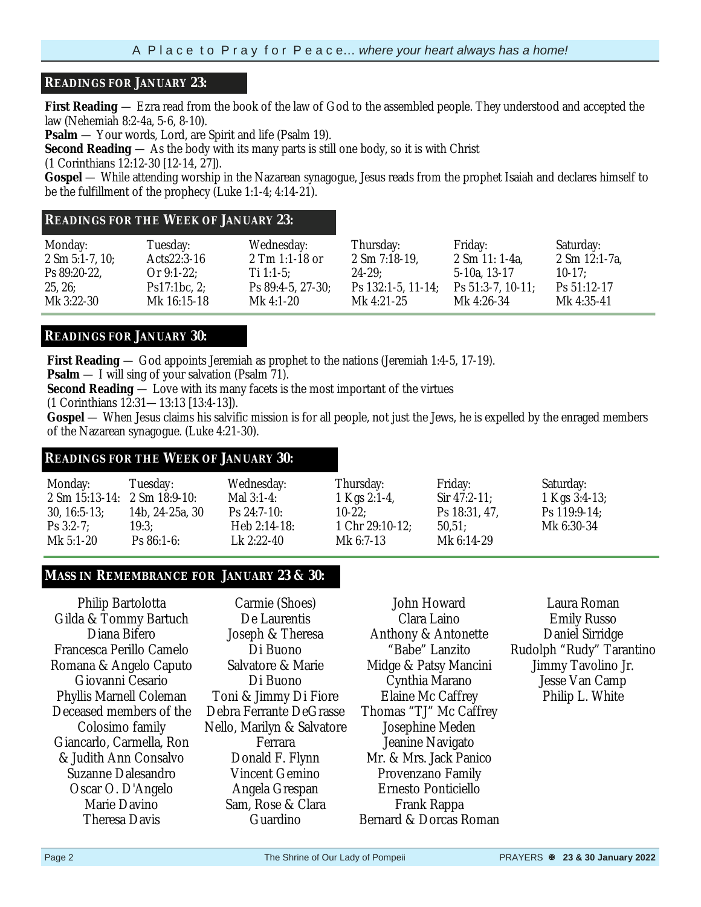## READINGS FOR JANUARY 23:

**First Reading** — Ezra read from the book of the law of God to the assembled people. They understood and accepted the law (Nehemiah 8:2-4a, 5-6, 8-10).

**Psalm** — Your words, Lord, are Spirit and life (Psalm 19).

**Second Reading** — As the body with its many parts is still one body, so it is with Christ (1 Corinthians 12:12-30 [12-14, 27]).

**Gospel** — While attending worship in the Nazarean synagogue, Jesus reads from the prophet Isaiah and declares himself to be the fulfillment of the prophecy (Luke 1:1-4; 4:14-21).

## READINGS FOR THE WEEK OF JANUARY 23:

| Monday: | Tuesday: | Wednesday: | Thursday: | Friday: | Saturday: |
|---|---|---|---|---|---|
| 2 Sm 5:1-7, 10; Ps 89:20-22, 25, 26; Mk 3:22-30 | Acts22:3-16 Or 9:1-22; Ps17:1bc, 2; Mk 16:15-18 | 2 Tm 1:1-18 or Ti 1:1-5; Ps 89:4-5, 27-30; Mk 4:1-20 | 2 Sm 7:18-19, 24-29; Ps 132:1-5, 11-14; Mk 4:21-25 | 2 Sm 11: 1-4a, 5-10a, 13-17 Ps 51:3-7, 10-11; Mk 4:26-34 | 2 Sm 12:1-7a, 10-17; Ps 51:12-17 Mk 4:35-41 |

## READINGS FOR JANUARY 30:

**First Reading** — God appoints Jeremiah as prophet to the nations (Jeremiah 1:4-5, 17-19).

**Psalm** — I will sing of your salvation (Psalm 71).

**Second Reading** — Love with its many facets is the most important of the virtues (1 Corinthians 12:31—13:13 [13:4-13]).

**Gospel** — When Jesus claims his salvific mission is for all people, not just the Jews, he is expelled by the enraged members of the Nazarean synagogue. (Luke 4:21-30).

## READINGS FOR THE WEEK OF JANUARY 30:

| Monday: | Tuesday: | Wednesday: | Thursday: | Friday: | Saturday: |
|---|---|---|---|---|---|
| 2 Sm 15:13-14: 30, 16:5-13; Ps 3:2-7; Mk 5:1-20 | 2 Sm 18:9-10: 14b, 24-25a, 30 19:3; Ps 86:1-6: | Mal 3:1-4: Ps 24:7-10: Heb 2:14-18: Lk 2:22-40 | 1 Kgs 2:1-4, 10-22; 1 Chr 29:10-12; Mk 6:7-13 | Sir 47:2-11; Ps 18:31, 47, 50,51; Mk 6:14-29 | 1 Kgs 3:4-13; Ps 119:9-14; Mk 6:30-34 |

## MASS IN REMEMBRANCE FOR JANUARY 23 & 30:

Philip Bartolotta
Gilda & Tommy Bartuch
Diana Bifero
Francesca Perillo Camelo
Romana & Angelo Caputo
Giovanni Cesario
Phyllis Marnell Coleman
Deceased members of the Colosimo family
Giancarlo, Carmella, Ron & Judith Ann Consalvo
Suzanne Dalesandro
Oscar O. D'Angelo
Marie Davino
Theresa Davis
Carmie (Shoes) De Laurentis
Joseph & Theresa Di Buono
Salvatore & Marie Di Buono
Toni & Jimmy Di Fiore
Debra Ferrante DeGrasse
Nello, Marilyn & Salvatore Ferrara
Donald F. Flynn
Vincent Gemino
Angela Grespan
Sam, Rose & Clara Guardino
John Howard
Clara Laino
Anthony & Antonette "Babe" Lanzito
Midge & Patsy Mancini
Cynthia Marano
Elaine Mc Caffrey
Thomas "TJ" Mc Caffrey
Josephine Meden
Jeanine Navigato
Mr. & Mrs. Jack Panico
Provenzano Family
Ernesto Ponticiello
Frank Rappa
Bernard & Dorcas Roman
Laura Roman
Emily Russo
Daniel Sirridge
Rudolph "Rudy" Tarantino
Jimmy Tavolino Jr.
Jesse Van Camp
Philip L. White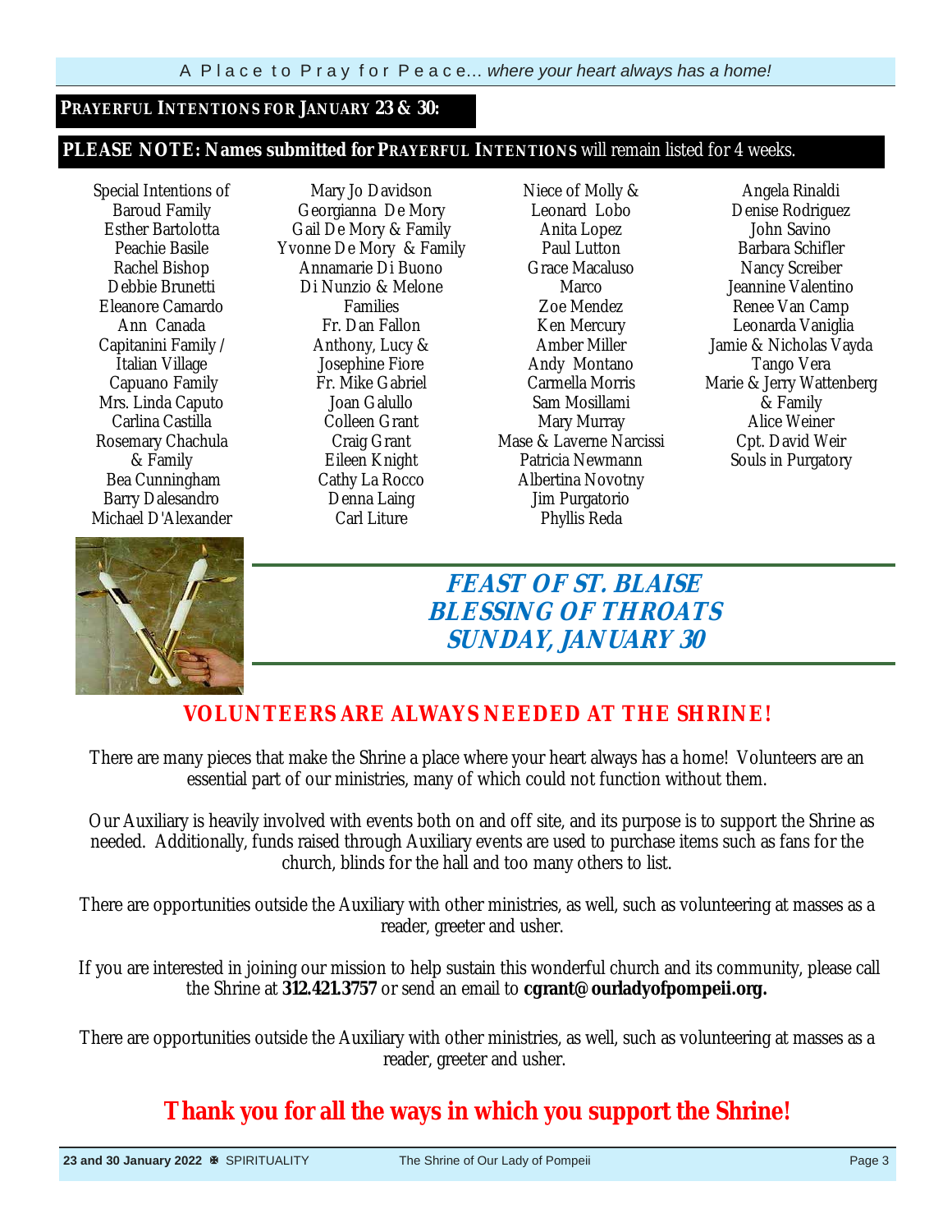## PRAYERFUL INTENTIONS FOR JANUARY 23 & 30:

**PLEASE NOTE: Names submitted for PRAYERFUL INTENTIONS** will remain listed for 4 weeks.

Special Intentions of Baroud Family
Esther Bartolotta
Peachie Basile
Rachel Bishop
Debbie Brunetti
Eleanore Camardo
Ann Canada
Capitanini Family / Italian Village
Capuano Family
Mrs. Linda Caputo
Carlina Castilla
Rosemary Chachula & Family
Bea Cunningham
Barry Dalesandro
Michael D'Alexander
Mary Jo Davidson
Georgianna De Mory
Gail De Mory & Family
Yvonne De Mory & Family
Annamarie Di Buono
Di Nunzio & Melone Families
Fr. Dan Fallon
Anthony, Lucy & Josephine Fiore
Fr. Mike Gabriel
Joan Galullo
Colleen Grant
Craig Grant
Eileen Knight
Cathy La Rocco
Denna Laing
Carl Liture
Niece of Molly & Leonard Lobo
Anita Lopez
Paul Lutton
Grace Macaluso
Marco
Zoe Mendez
Ken Mercury
Amber Miller
Andy Montano
Carmella Morris
Sam Mosillami
Mary Murray
Mase & Laverne Narcissi
Patricia Newmann
Albertina Novotny
Jim Purgatorio
Phyllis Reda
Angela Rinaldi
Denise Rodriguez
John Savino
Barbara Schifler
Nancy Screiber
Jeannine Valentino
Renee Van Camp
Leonarda Vaniglia
Jamie & Nicholas Vayda
Tango Vera
Marie & Jerry Wattenberg & Family
Alice Weiner
Cpt. David Weir
Souls in Purgatory

## *FEAST OF ST. BLAISE*
## *BLESSING OF THROATS*
## *SUNDAY, JANUARY 30*

## VOLUNTEERS ARE ALWAYS NEEDED AT THE SHRINE!

There are many pieces that make the Shrine a place where your heart always has a home! Volunteers are an essential part of our ministries, many of which could not function without them.

Our Auxiliary is heavily involved with events both on and off site, and its purpose is to support the Shrine as needed. Additionally, funds raised through Auxiliary events are used to purchase items such as fans for the church, blinds for the hall and too many others to list.

There are opportunities outside the Auxiliary with other ministries, as well, such as volunteering at masses as a reader, greeter and usher.

If you are interested in joining our mission to help sustain this wonderful church and its community, please call the Shrine at **312.421.3757** or send an email to **cgrant@ourladyofpompeii.org.**

There are opportunities outside the Auxiliary with other ministries, as well, such as volunteering at masses as a reader, greeter and usher.

## Thank you for all the ways in which you support the Shrine!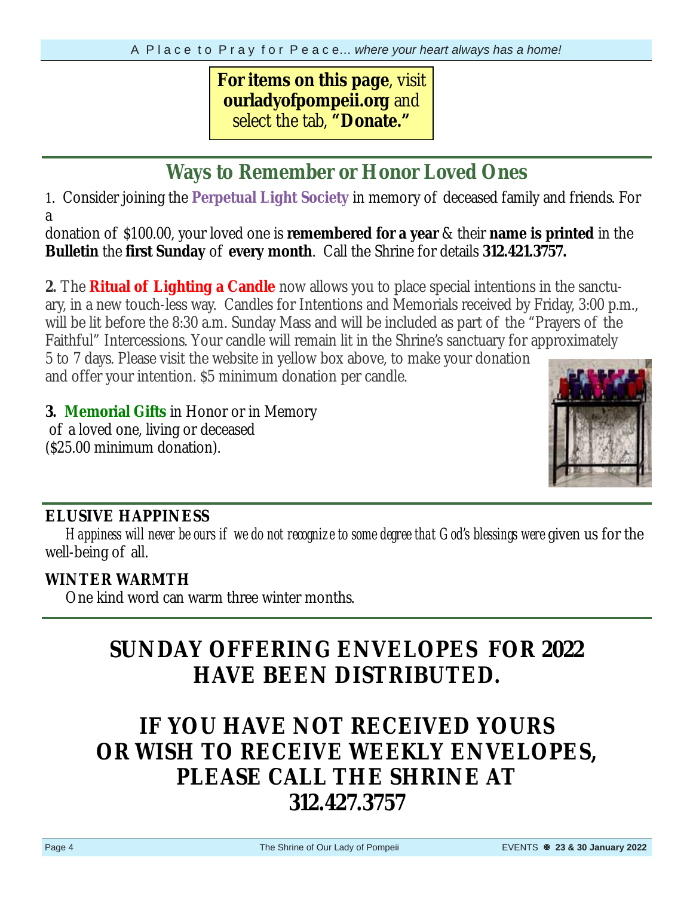**For items on this page**, visit **ourladyofpompeii.org** and select the tab, **"Donate."**

## Ways to Remember or Honor Loved Ones

1. Consider joining the **Perpetual Light Society** in memory of deceased family and friends. For a donation of $100.00, your loved one is **remembered for a year** & their **name is printed** in the **Bulletin** the **first Sunday** of **every month**. Call the Shrine for details **312.421.3757.**

**2.** The **Ritual of Lighting a Candle** now allows you to place special intentions in the sanctuary, in a new touch-less way. Candles for Intentions and Memorials received by Friday, 3:00 p.m., will be lit before the 8:30 a.m. Sunday Mass and will be included as part of the "Prayers of the Faithful" Intercessions. Your candle will remain lit in the Shrine's sanctuary for approximately 5 to 7 days. Please visit the website in yellow box above, to make your donation and offer your intention. $5 minimum donation per candle.

**3. Memorial Gifts** in Honor or in Memory of a loved one, living or deceased ($25.00 minimum donation).

**ELUSIVE HAPPINESS**

*Happiness will never be ours if we do not recognize to some degree that God's blessings were* given us for the well-being of all.

**WINTER WARMTH**

One kind word can warm three winter months.

## SUNDAY OFFERING ENVELOPES FOR 2022 HAVE BEEN DISTRIBUTED.

## IF YOU HAVE NOT RECEIVED YOURS OR WISH TO RECEIVE WEEKLY ENVELOPES, PLEASE CALL THE SHRINE AT 312.427.3757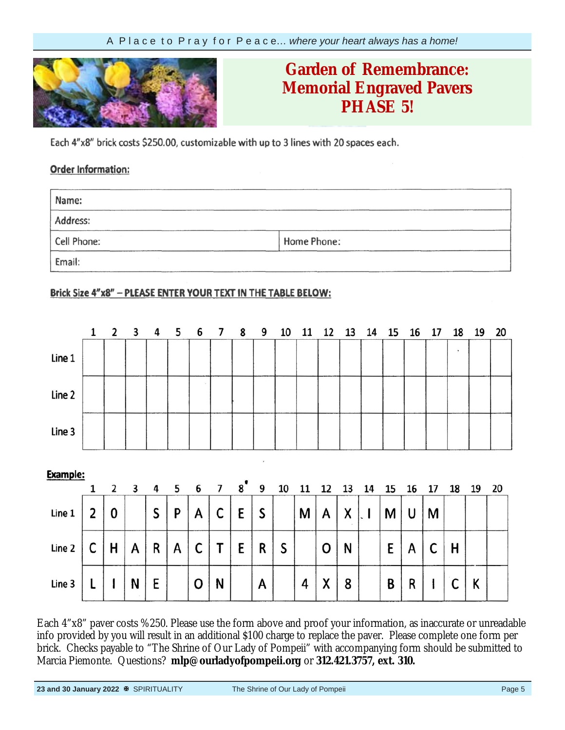# Garden of Remembrance: Memorial Engraved Pavers PHASE 5!

Each 4″x8″ brick costs $250.00, customizable with up to 3 lines with 20 spaces each.

**Order Information:**

| Name: | |
|---|---|
| Address: | |
| Cell Phone: | Home Phone: |
| Email: | |

**Brick Size 4″x8″ – PLEASE ENTER YOUR TEXT IN THE TABLE BELOW:**

| | 1 | 2 | 3 | 4 | 5 | 6 | 7 | 8 | 9 | 10 | 11 | 12 | 13 | 14 | 15 | 16 | 17 | 18 | 19 | 20 |
|---|---|---|---|---|---|---|---|---|---|---|---|---|---|---|---|---|---|---|---|---|
| Line 1 | | | | | | | | | | | | | | | | | | | | |
| Line 2 | | | | | | | | | | | | | | | | | | | | |
| Line 3 | | | | | | | | | | | | | | | | | | | | |

**Example:**

| | 1 | 2 | 3 | 4 | 5 | 6 | 7 | 8 | 9 | 10 | 11 | 12 | 13 | 14 | 15 | 16 | 17 | 18 | 19 | 20 |
|---|---|---|---|---|---|---|---|---|---|---|---|---|---|---|---|---|---|---|---|---|
| Line 1 | 2 | 0 | | S | P | A | C | E | S | | M | A | X | I | M | U | M | | | |
| Line 2 | C | H | A | R | A | C | T | E | R | S | | O | N | | E | A | C | H | | |
| Line 3 | L | I | N | E | | O | N | | A | | 4 | X | 8 | | B | R | I | C | K | |

Each 4″x8″ paver costs %250. Please use the form above and proof your information, as inaccurate or unreadable info provided by you will result in an additional $100 charge to replace the paver. Please complete one form per brick. Checks payable to "The Shrine of Our Lady of Pompeii" with accompanying form should be submitted to Marcia Piemonte. Questions? **mlp@ourladyofpompeii.org** or **312.421.3757, ext. 310.**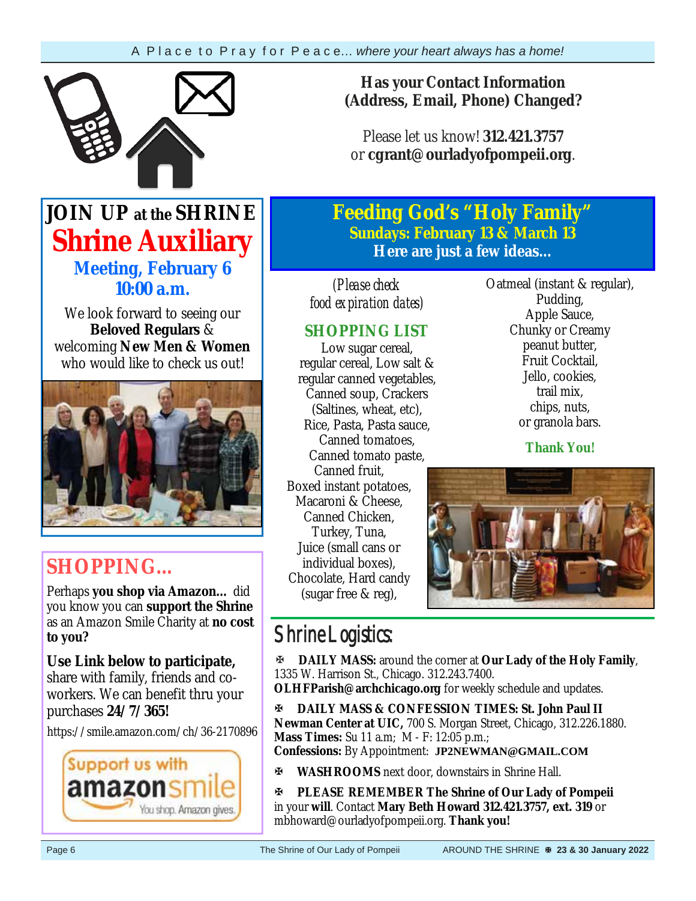## Has your Contact Information (Address, Email, Phone) Changed?

Please let us know! **312.421.3757** or **cgrant@ourladyofpompeii.org**.

## JOIN UP at the SHRINE

## Shrine Auxiliary

### Meeting, February 6 10:00 a.m.

We look forward to seeing our **Beloved Regulars** & welcoming **New Men & Women** who would like to check us out!

## SHOPPING...

Perhaps **you shop via Amazon...** did you know you can **support the Shrine** as an Amazon Smile Charity at **no cost to you?**

**Use Link below to participate,** share with family, friends and co-workers. We can benefit thru your purchases **24/7/365!**

https://smile.amazon.com/ch/36-2170896

Support us with amazonsmile — You shop. Amazon gives.

## Feeding God's "Holy Family"

### Sundays: February 13 & March 13

**Here are just a few ideas...**

*(Please check food expiration dates)*

### SHOPPING LIST

Low sugar cereal, regular cereal, Low salt & regular canned vegetables, Canned soup, Crackers (Saltines, wheat, etc), Rice, Pasta, Pasta sauce, Canned tomatoes, Canned tomato paste, Canned fruit, Boxed instant potatoes, Macaroni & Cheese, Canned Chicken, Turkey, Tuna, Juice (small cans or individual boxes), Chocolate, Hard candy (sugar free & reg), Oatmeal (instant & regular), Pudding, Apple Sauce, Chunky or Creamy peanut butter, Fruit Cocktail, Jello, cookies, trail mix, chips, nuts, or granola bars.

**Thank You!**

## Shrine Logistics:

✠ **DAILY MASS:** around the corner at **Our Lady of the Holy Family**, 1335 W. Harrison St., Chicago. 312.243.7400. **OLHFParish@archchicago.org** for weekly schedule and updates.

✠ **DAILY MASS & CONFESSION TIMES: St. John Paul II Newman Center at UIC,** 700 S. Morgan Street, Chicago, 312.226.1880. **Mass Times:** Su 11 a.m; M - F: 12:05 p.m.; **Confessions:** By Appointment: **JP2NEWMAN@GMAIL.COM**

✠ **WASHROOMS** next door, downstairs in Shrine Hall.

✠ **PLEASE REMEMBER The Shrine of Our Lady of Pompeii** in your **will**. Contact **Mary Beth Howard 312.421.3757, ext. 319** or mbhoward@ourladyofpompeii.org. **Thank you!**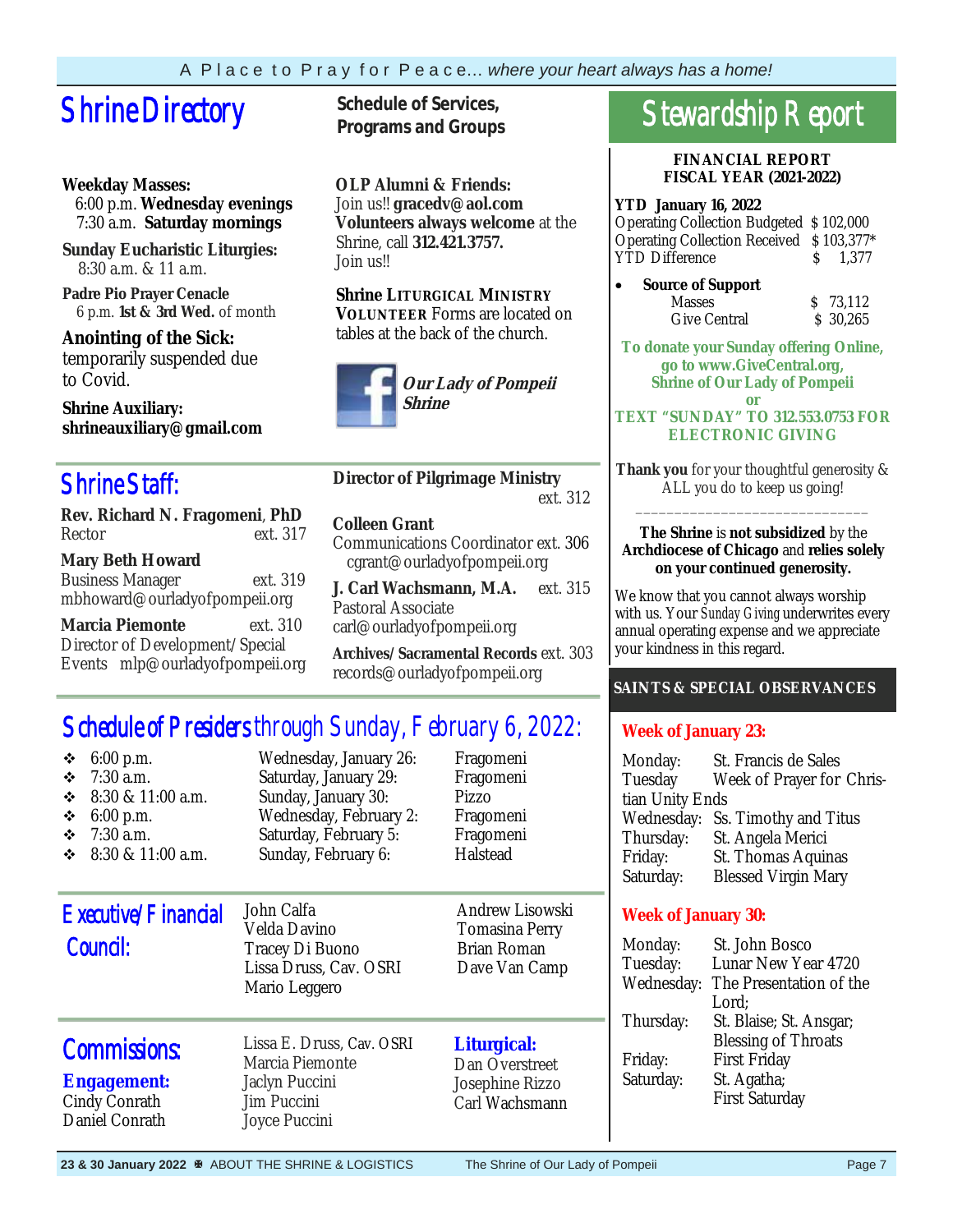# Shrine Directory

**Weekday Masses:**
6:00 p.m. **Wednesday evenings**
7:30 a.m. **Saturday mornings**

**Sunday Eucharistic Liturgies:**
8:30 a.m. & 11 a.m.

**Padre Pio Prayer Cenacle**
6 p.m. **1st & 3rd Wed.** of month

**Anointing of the Sick:**
temporarily suspended due to Covid.

**Shrine Auxiliary:**
**shrineauxiliary@gmail.com**

## Schedule of Services, Programs and Groups

**OLP Alumni & Friends:**
Join us!! **gracedv@aol.com**
**Volunteers always welcome** at the Shrine, call **312.421.3757.**
Join us!!

**Shrine LITURGICAL MINISTRY VOLUNTEER** Forms are located on tables at the back of the church.

***Our Lady of Pompeii Shrine***

# Shrine Staff:

**Rev. Richard N. Fragomeni**, **PhD**
Rector ext. 317

**Mary Beth Howard**
Business Manager ext. 319
mbhoward@ourladyofpompeii.org

**Marcia Piemonte** ext. 310
Director of Development/Special Events mlp@ourladyofpompeii.org

**Director of Pilgrimage Ministry**
ext. 312

**Colleen Grant**
Communications Coordinator ext. 306
cgrant@ourladyofpompeii.org

**J. Carl Wachsmann, M.A.** ext. 315
Pastoral Associate
carl@ourladyofpompeii.org

**Archives/Sacramental Records** ext. 303
records@ourladyofpompeii.org

# Schedule of Presiders through Sunday, February 6, 2022:

| | | |
|---|---|---|
| 6:00 p.m. | Wednesday, January 26: | Fragomeni |
| 7:30 a.m. | Saturday, January 29: | Fragomeni |
| 8:30 & 11:00 a.m. | Sunday, January 30: | Pizzo |
| 6:00 p.m. | Wednesday, February 2: | Fragomeni |
| 7:30 a.m. | Saturday, February 5: | Fragomeni |
| 8:30 & 11:00 a.m. | Sunday, February 6: | Halstead |

# Executive/Financial Council:

John Calfa
Velda Davino
Tracey Di Buono
Lissa Druss, Cav. OSRI
Mario Leggero
Andrew Lisowski
Tomasina Perry
Brian Roman
Dave Van Camp

# Commissions:

**Engagement:**
Cindy Conrath
Daniel Conrath
Lissa E. Druss, Cav. OSRI
Marcia Piemonte
Jaclyn Puccini
Jim Puccini
Joyce Puccini

**Liturgical:**
Dan Overstreet
Josephine Rizzo
Carl Wachsmann

# Stewardship Report

**FINANCIAL REPORT**
**FISCAL YEAR (2021-2022)**

**YTD January 16, 2022**

| | |
|---|---|
| Operating Collection Budgeted | $ 102,000 |
| Operating Collection Received | $ 103,377* |
| YTD Difference | $ 1,377 |

- **Source of Support**

| | |
|---|---|
| Masses | $ 73,112 |
| Give Central | $ 30,265 |

**To donate your Sunday offering Online, go to www.GiveCentral.org, Shrine of Our Lady of Pompeii**
**or**
**TEXT "SUNDAY" TO 312.553.0753 FOR ELECTRONIC GIVING**

**Thank you** for your thoughtful generosity & ALL you do to keep us going!

---

**The Shrine** is **not subsidized** by the **Archdiocese of Chicago** and **relies solely on your continued generosity.**

We know that you cannot always worship with us. Your *Sunday Giving* underwrites every annual operating expense and we appreciate your kindness in this regard.

## SAINTS & SPECIAL OBSERVANCES

**Week of January 23:**

| | |
|---|---|
| Monday: | St. Francis de Sales |
| Tuesday | Week of Prayer for Christian Unity Ends |
| Wednesday: | Ss. Timothy and Titus |
| Thursday: | St. Angela Merici |
| Friday: | St. Thomas Aquinas |
| Saturday: | Blessed Virgin Mary |

**Week of January 30:**

| | |
|---|---|
| Monday: | St. John Bosco |
| Tuesday: | Lunar New Year 4720 |
| Wednesday: | The Presentation of the Lord; |
| Thursday: | St. Blaise; St. Ansgar; Blessing of Throats |
| Friday: | First Friday |
| Saturday: | St. Agatha; First Saturday |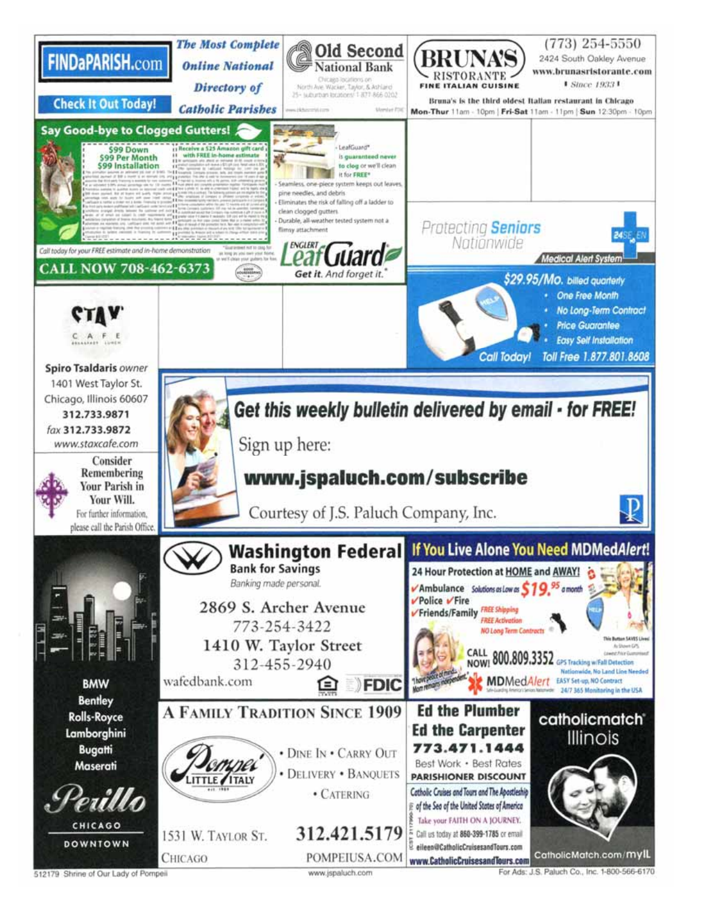**FINDaPARISH.com**

Check It Out Today!

*The Most Complete Online National Directory of Catholic Parishes*

**Old Second National Bank**

Chicago locations on North Ave, Wacker, Taylor, & Ashland. 25+ suburban locations! 1-877-866-0202

Member FDIC

**BRUNA'S RISTORANTE**

FINE ITALIAN CUISINE

(773) 254-5550

2424 South Oakley Avenue

www.brunasristorante.com

Since 1933

Bruna's is the third oldest Italian restaurant in Chicago

**Mon-Thur** 11am - 10pm | **Fri-Sat** 11am - 11pm | **Sun** 12:30pm - 10pm

**Say Good-bye to Clogged Gutters!**

$99 Down
$99 Per Month
$99 Installation

Receive a $25 Amazon gift card with FREE in-home estimate

- LeafGuard® is guaranteed never to clog or we'll clean it for FREE*
- Seamless, one-piece system keeps out leaves, pine needles, and debris
- Eliminates the risk of falling off a ladder to clean clogged gutters
- Durable, all-weather tested system not a flimsy attachment

Call today for your FREE estimate and in-home demonstration

*Guaranteed not to clog for as long as you own your home, or we'll clean your gutters for free.

**CALL NOW 708-462-6373**

ENGLERT LeafGuard®

*Get it. And forget it.*®

Protecting **Seniors** Nationwide

24SEVEN

Medical Alert System

*$29.95/Mo. billed quarterly*

- One Free Month
- No Long-Term Contract
- Price Guarantee
- Easy Self Installation

Call Today! Toll Free 1.877.801.8608

**STAX CAFE**

BREAKFAST · LUNCH

**Spiro Tsaldaris** *owner*

1401 West Taylor St.

Chicago, Illinois 60607

**312.733.9871**

*fax* **312.733.9872**

*www.staxcafe.com*

**Get this weekly bulletin delivered by email - for FREE!**

Sign up here:

**www.jspaluch.com/subscribe**

Courtesy of J.S. Paluch Company, Inc.

Consider Remembering Your Parish in Your Will.

For further information, please call the Parish Office.

**Washington Federal Bank for Savings**

*Banking made personal.*

2869 S. Archer Avenue

773-254-3422

1410 W. Taylor Street

312-455-2940

wafedbank.com

FDIC

**If You Live Alone You Need MDMedAlert!**

24 Hour Protection at HOME and AWAY!

✓Ambulance ✓Police ✓Fire ✓Friends/Family

Solutions as Low as $19.95 a month

FREE Shipping
FREE Activation
NO Long Term Contracts

CALL NOW! 800.809.3352

This Button SAVES Lives!

GPS Tracking w/Fall Detection

Nationwide, No Land Line Needed

EASY Set-up, NO Contract

24/7 365 Monitoring in the USA

"I have peace of mind... Mom remains independent."

MDMedAlert

**BMW**
**Bentley**
**Rolls-Royce**
**Lamborghini**
**Bugatti**
**Maserati**

*Perillo*

CHICAGO DOWNTOWN

**A FAMILY TRADITION SINCE 1909**

Pompei LITTLE ITALY est. 1909

- DINE IN
- CARRY OUT
- DELIVERY
- BANQUETS
- CATERING

1531 W. TAYLOR ST.

CHICAGO

**312.421.5179**

POMPEIUSA.COM

**Ed the Plumber**
**Ed the Carpenter**

**773.471.1444**

Best Work • Best Rates

**PARISHIONER DISCOUNT**

*Catholic Cruises and Tours and The Apostleship of the Sea of the United States of America*

Take your FAITH ON A JOURNEY.

Call us today at 860-399-1785 or email eileen@CatholicCruisesandTours.com

**www.CatholicCruisesandTours.com**

catholicmatch® Illinois

CatholicMatch.com/myIL

512179 Shrine of Our Lady of Pompeii

www.jspaluch.com

For Ads: J.S. Paluch Co., Inc. 1-800-566-6170